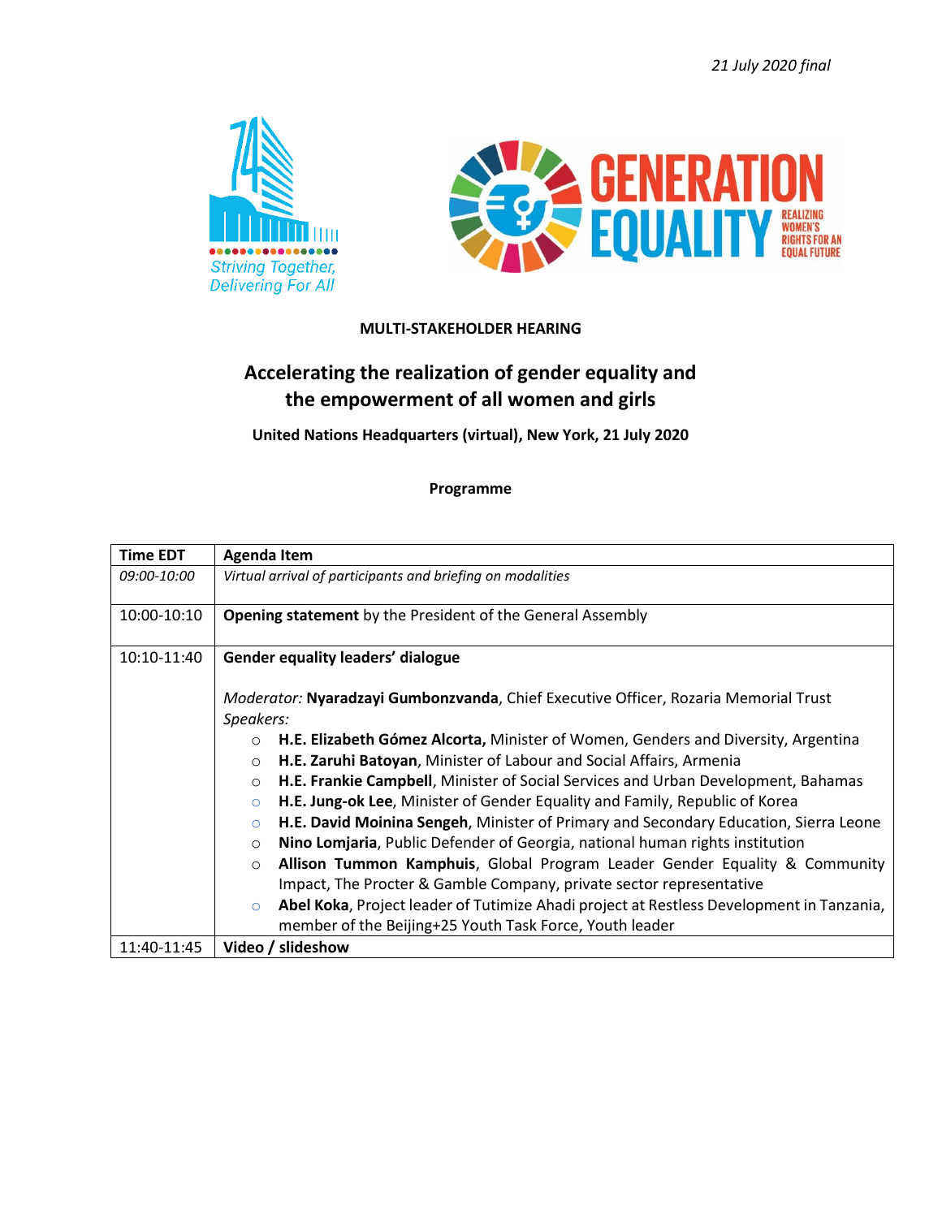*21 July 2020 final*

**MULTI-STAKEHOLDER HEARING**

# Accelerating the realization of gender equality and the empowerment of all women and girls

**United Nations Headquarters (virtual), New York, 21 July 2020**

**Programme**

| Time EDT | Agenda Item |
|---|---|
| *09:00-10:00* | *Virtual arrival of participants and briefing on modalities* |
| 10:00-10:10 | **Opening statement** by the President of the General Assembly |
| 10:10-11:40 | **Gender equality leaders' dialogue**<br><br>*Moderator:* **Nyaradzayi Gumbonzvanda**, Chief Executive Officer, Rozaria Memorial Trust<br>*Speakers:*<br>○ **H.E. Elizabeth Gómez Alcorta,** Minister of Women, Genders and Diversity, Argentina<br>○ **H.E. Zaruhi Batoyan**, Minister of Labour and Social Affairs, Armenia<br>○ **H.E. Frankie Campbell**, Minister of Social Services and Urban Development, Bahamas<br>○ **H.E. Jung-ok Lee**, Minister of Gender Equality and Family, Republic of Korea<br>○ **H.E. David Moinina Sengeh**, Minister of Primary and Secondary Education, Sierra Leone<br>○ **Nino Lomjaria**, Public Defender of Georgia, national human rights institution<br>○ **Allison Tummon Kamphuis**, Global Program Leader Gender Equality & Community Impact, The Procter & Gamble Company, private sector representative<br>○ **Abel Koka**, Project leader of Tutimize Ahadi project at Restless Development in Tanzania, member of the Beijing+25 Youth Task Force, Youth leader |
| 11:40-11:45 | **Video / slideshow** |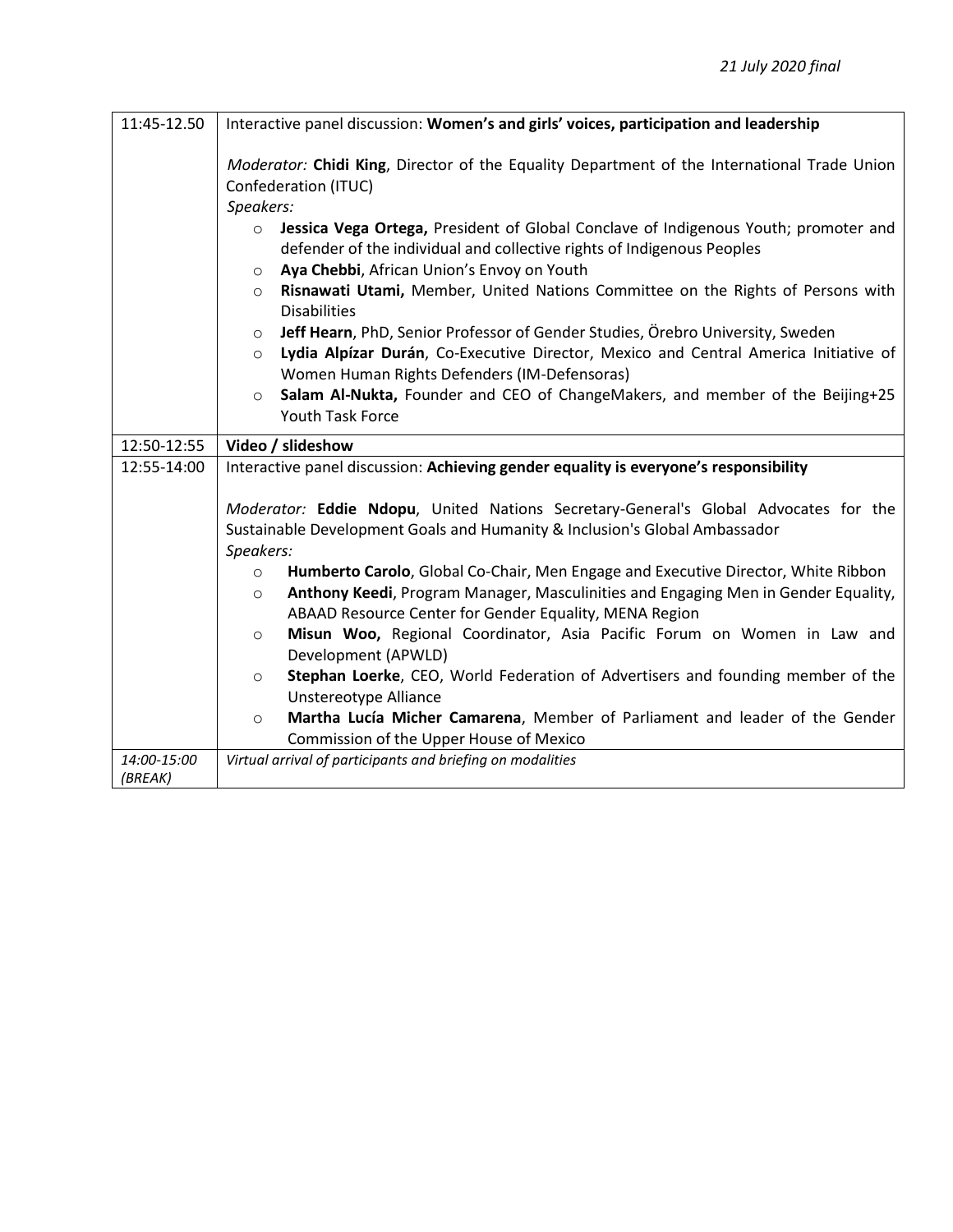*21 July 2020 final*

| | |
|---|---|
| 11:45-12.50 | Interactive panel discussion: **Women's and girls' voices, participation and leadership**<br><br>*Moderator:* **Chidi King**, Director of the Equality Department of the International Trade Union Confederation (ITUC)<br>*Speakers:*<br>o **Jessica Vega Ortega,** President of Global Conclave of Indigenous Youth; promoter and defender of the individual and collective rights of Indigenous Peoples<br>o **Aya Chebbi**, African Union's Envoy on Youth<br>o **Risnawati Utami,** Member, United Nations Committee on the Rights of Persons with Disabilities<br>o **Jeff Hearn**, PhD, Senior Professor of Gender Studies, Örebro University, Sweden<br>o **Lydia Alpízar Durán**, Co-Executive Director, Mexico and Central America Initiative of Women Human Rights Defenders (IM-Defensoras)<br>o **Salam Al-Nukta,** Founder and CEO of ChangeMakers, and member of the Beijing+25 Youth Task Force |
| 12:50-12:55 | **Video / slideshow** |
| 12:55-14:00 | Interactive panel discussion: **Achieving gender equality is everyone's responsibility**<br><br>*Moderator:* **Eddie Ndopu**, United Nations Secretary-General's Global Advocates for the Sustainable Development Goals and Humanity & Inclusion's Global Ambassador<br>*Speakers:*<br>o **Humberto Carolo**, Global Co-Chair, Men Engage and Executive Director, White Ribbon<br>o **Anthony Keedi**, Program Manager, Masculinities and Engaging Men in Gender Equality, ABAAD Resource Center for Gender Equality, MENA Region<br>o **Misun Woo,** Regional Coordinator, Asia Pacific Forum on Women in Law and Development (APWLD)<br>o **Stephan Loerke**, CEO, World Federation of Advertisers and founding member of the Unstereotype Alliance<br>o **Martha Lucía Micher Camarena**, Member of Parliament and leader of the Gender Commission of the Upper House of Mexico |
| *14:00-15:00 (BREAK)* | *Virtual arrival of participants and briefing on modalities* |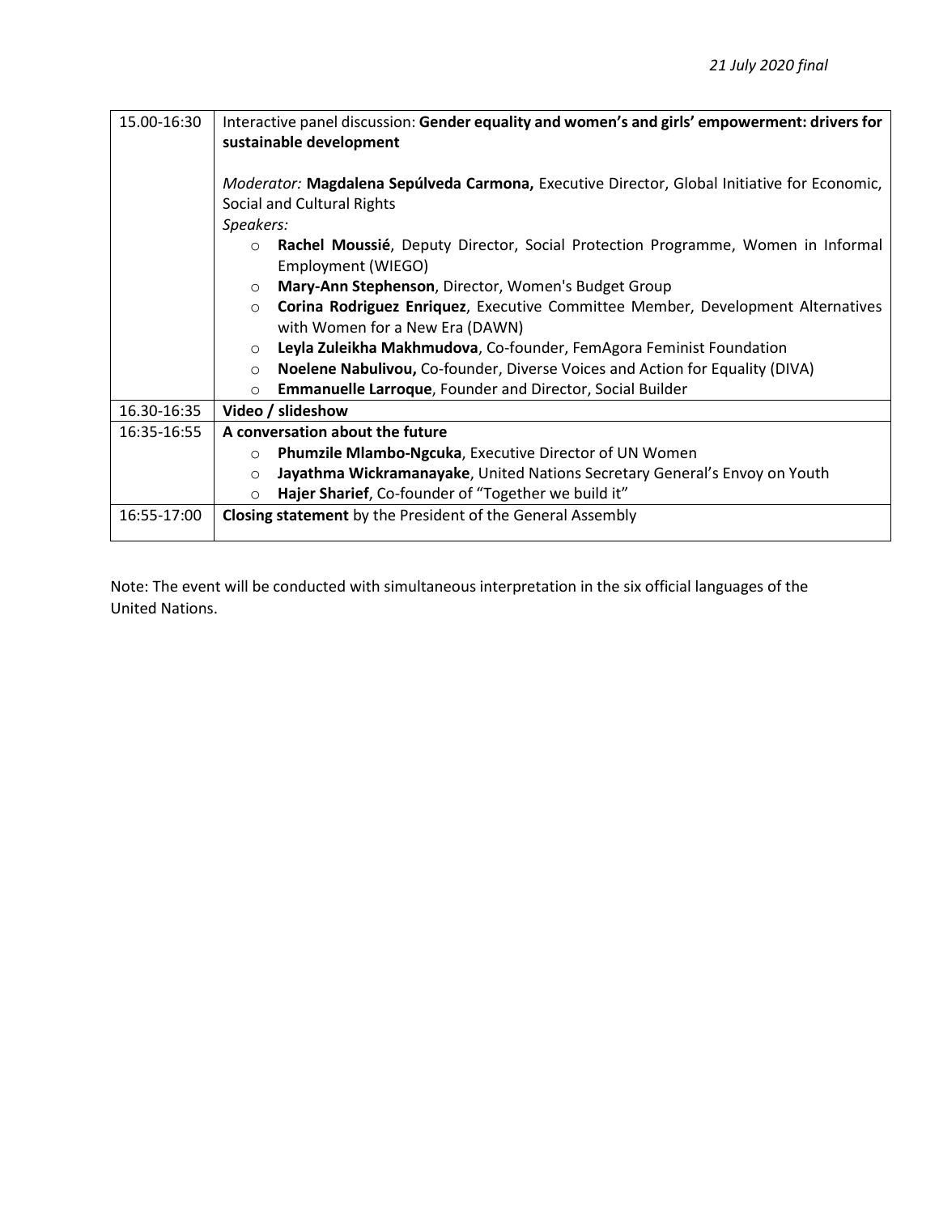*21 July 2020 final*

| | |
|---|---|
| 15.00-16:30 | Interactive panel discussion: **Gender equality and women's and girls' empowerment: drivers for sustainable development**<br><br>*Moderator:* **Magdalena Sepúlveda Carmona,** Executive Director, Global Initiative for Economic, Social and Cultural Rights<br>*Speakers:*<br>○ **Rachel Moussié**, Deputy Director, Social Protection Programme, Women in Informal Employment (WIEGO)<br>○ **Mary-Ann Stephenson**, Director, Women's Budget Group<br>○ **Corina Rodriguez Enriquez**, Executive Committee Member, Development Alternatives with Women for a New Era (DAWN)<br>○ **Leyla Zuleikha Makhmudova**, Co-founder, FemAgora Feminist Foundation<br>○ **Noelene Nabulivou,** Co-founder, Diverse Voices and Action for Equality (DIVA)<br>○ **Emmanuelle Larroque**, Founder and Director, Social Builder |
| 16.30-16:35 | **Video / slideshow** |
| 16:35-16:55 | **A conversation about the future**<br>○ **Phumzile Mlambo-Ngcuka**, Executive Director of UN Women<br>○ **Jayathma Wickramanayake**, United Nations Secretary General's Envoy on Youth<br>○ **Hajer Sharief**, Co-founder of "Together we build it" |
| 16:55-17:00 | **Closing statement** by the President of the General Assembly |

Note: The event will be conducted with simultaneous interpretation in the six official languages of the United Nations.